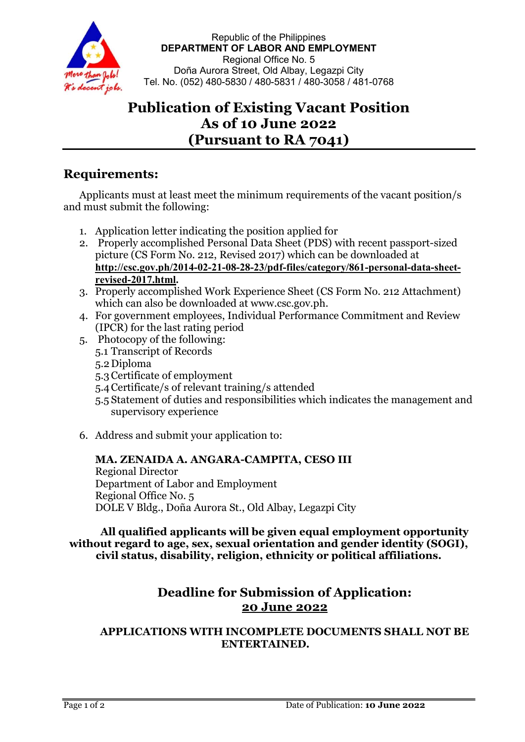Republic of the Philippines
**DEPARTMENT OF LABOR AND EMPLOYMENT**
Regional Office No. 5
Doña Aurora Street, Old Albay, Legazpi City
Tel. No. (052) 480-5830 / 480-5831 / 480-3058 / 481-0768

# Publication of Existing Vacant Position As of 10 June 2022 (Pursuant to RA 7041)

## Requirements:

Applicants must at least meet the minimum requirements of the vacant position/s and must submit the following:

1. Application letter indicating the position applied for
2. Properly accomplished Personal Data Sheet (PDS) with recent passport-sized picture (CS Form No. 212, Revised 2017) which can be downloaded at **http://csc.gov.ph/2014-02-21-08-28-23/pdf-files/category/861-personal-data-sheet-revised-2017.html**.
3. Properly accomplished Work Experience Sheet (CS Form No. 212 Attachment) which can also be downloaded at www.csc.gov.ph.
4. For government employees, Individual Performance Commitment and Review (IPCR) for the last rating period
5. Photocopy of the following:
   5.1 Transcript of Records
   5.2 Diploma
   5.3 Certificate of employment
   5.4 Certificate/s of relevant training/s attended
   5.5 Statement of duties and responsibilities which indicates the management and supervisory experience
6. Address and submit your application to:

   **MA. ZENAIDA A. ANGARA-CAMPITA, CESO III**
   Regional Director
   Department of Labor and Employment
   Regional Office No. 5
   DOLE V Bldg., Doña Aurora St., Old Albay, Legazpi City

**All qualified applicants will be given equal employment opportunity without regard to age, sex, sexual orientation and gender identity (SOGI), civil status, disability, religion, ethnicity or political affiliations.**

## Deadline for Submission of Application: 20 June 2022

**APPLICATIONS WITH INCOMPLETE DOCUMENTS SHALL NOT BE ENTERTAINED.**

Date of Publication: **10 June 2022**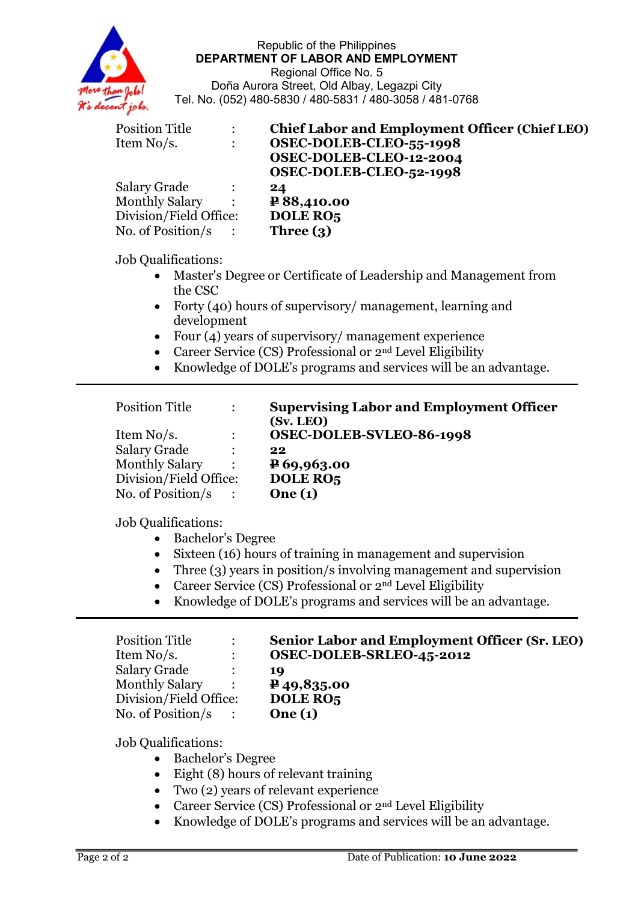Republic of the Philippines
**DEPARTMENT OF LABOR AND EMPLOYMENT**
Regional Office No. 5
Doña Aurora Street, Old Albay, Legazpi City
Tel. No. (052) 480-5830 / 480-5831 / 480-3058 / 481-0768

| | | |
|---|---|---|
| Position Title | : | **Chief Labor and Employment Officer (Chief LEO)** |
| Item No/s. | : | **OSEC-DOLEB-CLEO-55-1998**<br>**OSEC-DOLEB-CLEO-12-2004**<br>**OSEC-DOLEB-CLEO-52-1998** |
| Salary Grade | : | **24** |
| Monthly Salary | : | **₱ 88,410.00** |
| Division/Field Office: | | **DOLE RO5** |
| No. of Position/s | : | **Three (3)** |

Job Qualifications:

- Master's Degree or Certificate of Leadership and Management from the CSC
- Forty (40) hours of supervisory/ management, learning and development
- Four (4) years of supervisory/ management experience
- Career Service (CS) Professional or 2nd Level Eligibility
- Knowledge of DOLE's programs and services will be an advantage.

---

| | | |
|---|---|---|
| Position Title | : | **Supervising Labor and Employment Officer (Sv. LEO)** |
| Item No/s. | : | **OSEC-DOLEB-SVLEO-86-1998** |
| Salary Grade | : | **22** |
| Monthly Salary | : | **₱ 69,963.00** |
| Division/Field Office: | | **DOLE RO5** |
| No. of Position/s | : | **One (1)** |

Job Qualifications:

- Bachelor's Degree
- Sixteen (16) hours of training in management and supervision
- Three (3) years in position/s involving management and supervision
- Career Service (CS) Professional or 2nd Level Eligibility
- Knowledge of DOLE's programs and services will be an advantage.

---

| | | |
|---|---|---|
| Position Title | : | **Senior Labor and Employment Officer (Sr. LEO)** |
| Item No/s. | : | **OSEC-DOLEB-SRLEO-45-2012** |
| Salary Grade | : | **19** |
| Monthly Salary | : | **₱ 49,835.00** |
| Division/Field Office: | | **DOLE RO5** |
| No. of Position/s | : | **One (1)** |

Job Qualifications:

- Bachelor's Degree
- Eight (8) hours of relevant training
- Two (2) years of relevant experience
- Career Service (CS) Professional or 2nd Level Eligibility
- Knowledge of DOLE's programs and services will be an advantage.

Date of Publication: **10 June 2022**